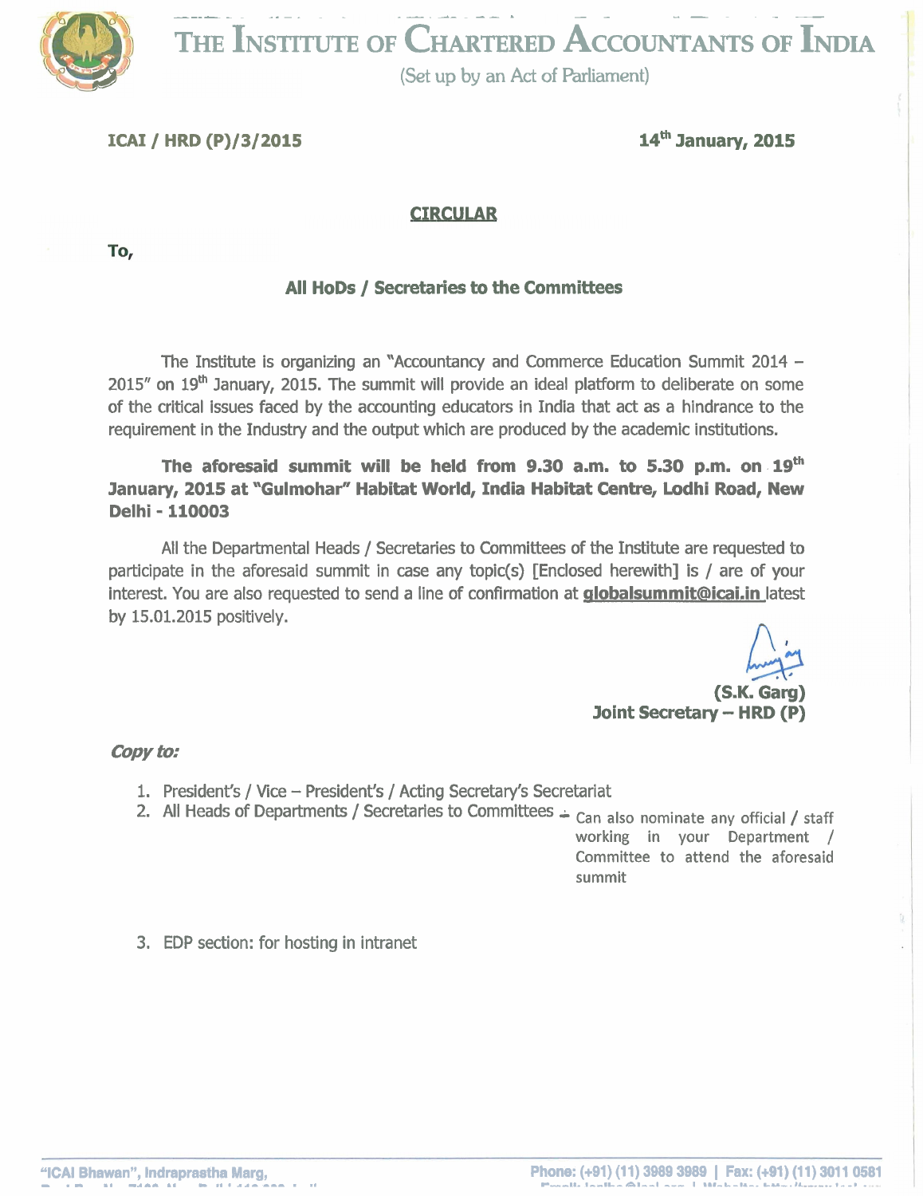# THE INSTITUTE OF CHARTERED ACCOUNTANTS OF INDIA

(Set up by an Act of Parliament)

**ICAI / HRD (P)/3/2015** **14th January, 2015**

## CIRCULAR

**To,**

**All HoDs / Secretaries to the Committees**

The Institute is organizing an "Accountancy and Commerce Education Summit 2014 – 2015" on 19th January, 2015. The summit will provide an ideal platform to deliberate on some of the critical issues faced by the accounting educators in India that act as a hindrance to the requirement in the Industry and the output which are produced by the academic institutions.

**The aforesaid summit will be held from 9.30 a.m. to 5.30 p.m. on 19th January, 2015 at "Gulmohar" Habitat World, India Habitat Centre, Lodhi Road, New Delhi - 110003**

All the Departmental Heads / Secretaries to Committees of the Institute are requested to participate in the aforesaid summit in case any topic(s) [Enclosed herewith] is / are of your interest. You are also requested to send a line of confirmation at **globalsummit@icai.in** latest by 15.01.2015 positively.

**(S.K. Garg)**
**Joint Secretary – HRD (P)**

***Copy to:***

1. President's / Vice – President's / Acting Secretary's Secretariat
2. All Heads of Departments / Secretaries to Committees - Can also nominate any official / staff working in your Department / Committee to attend the aforesaid summit
3. EDP section: for hosting in intranet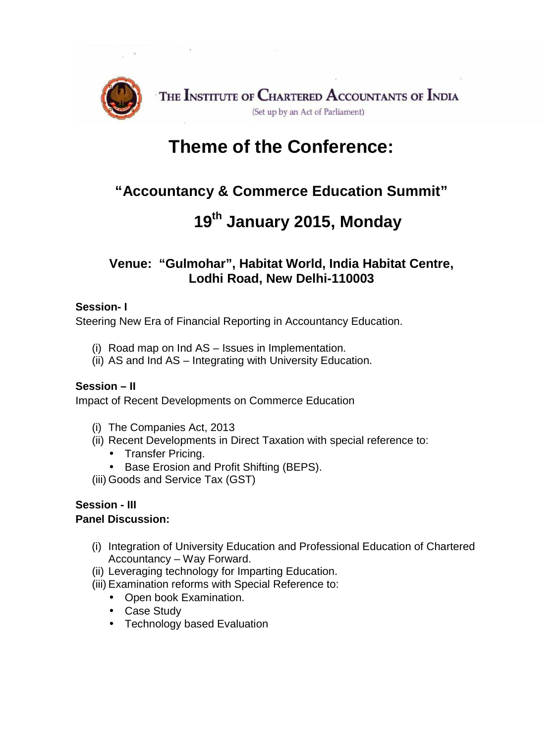THE INSTITUTE OF CHARTERED ACCOUNTANTS OF INDIA

(Set up by an Act of Parliament)

# Theme of the Conference:

## "Accountancy & Commerce Education Summit"

## 19th January 2015, Monday

### Venue: "Gulmohar", Habitat World, India Habitat Centre, Lodhi Road, New Delhi-110003

**Session- I**

Steering New Era of Financial Reporting in Accountancy Education.

(i) Road map on Ind AS – Issues in Implementation.
(ii) AS and Ind AS – Integrating with University Education.

**Session – II**

Impact of Recent Developments on Commerce Education

(i) The Companies Act, 2013
(ii) Recent Developments in Direct Taxation with special reference to:
- Transfer Pricing.
- Base Erosion and Profit Shifting (BEPS).

(iii) Goods and Service Tax (GST)

**Session - III**

**Panel Discussion:**

(i) Integration of University Education and Professional Education of Chartered Accountancy – Way Forward.
(ii) Leveraging technology for Imparting Education.
(iii) Examination reforms with Special Reference to:
- Open book Examination.
- Case Study
- Technology based Evaluation